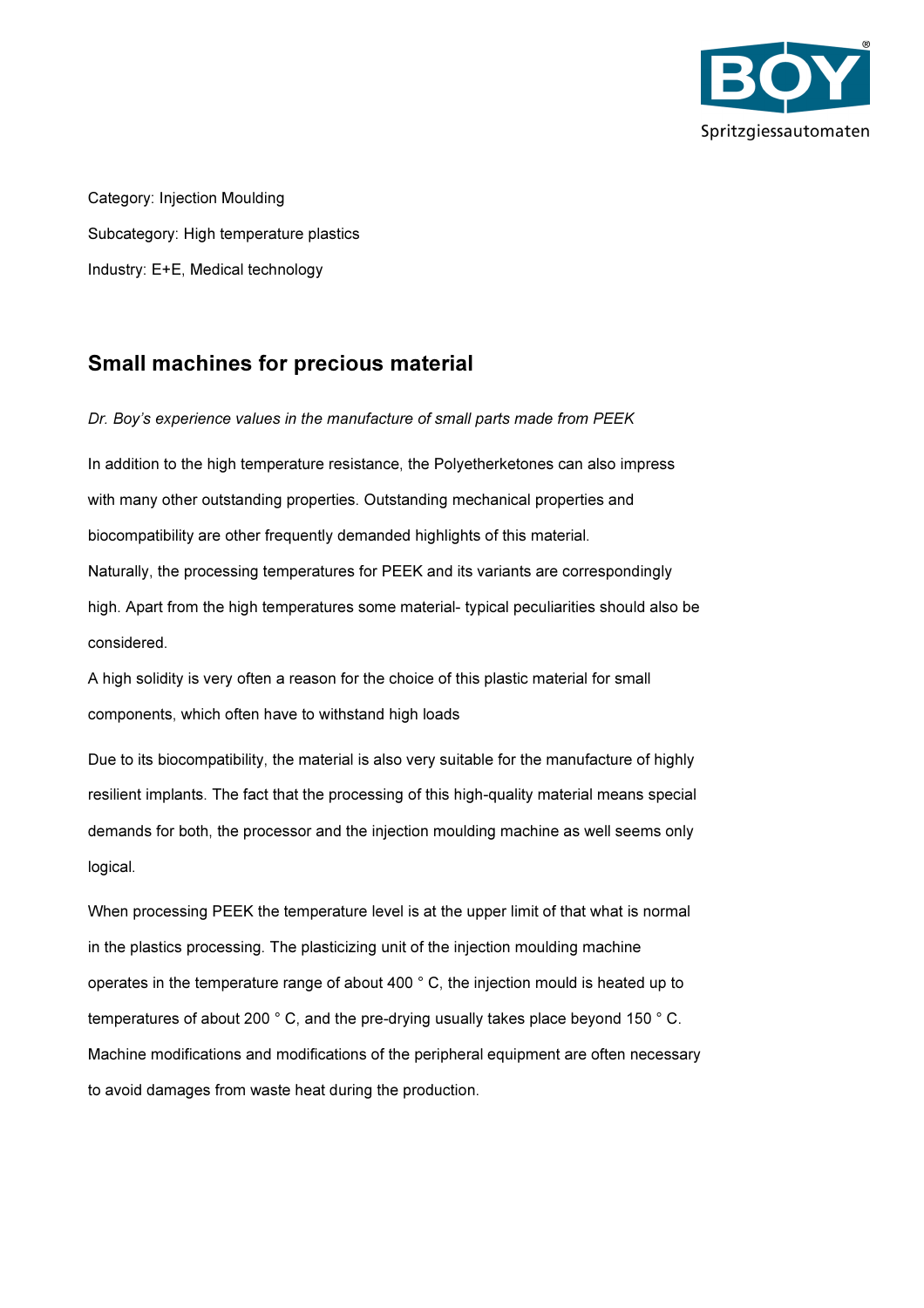Category: Injection Moulding

Subcategory: High temperature plastics

Industry: E+E, Medical technology

## Small machines for precious material

*Dr. Boy's experience values in the manufacture of small parts made from PEEK*

In addition to the high temperature resistance, the Polyetherketones can also impress with many other outstanding properties. Outstanding mechanical properties and biocompatibility are other frequently demanded highlights of this material.
Naturally, the processing temperatures for PEEK and its variants are correspondingly high. Apart from the high temperatures some material- typical peculiarities should also be considered.
A high solidity is very often a reason for the choice of this plastic material for small components, which often have to withstand high loads

Due to its biocompatibility, the material is also very suitable for the manufacture of highly resilient implants. The fact that the processing of this high-quality material means special demands for both, the processor and the injection moulding machine as well seems only logical.

When processing PEEK the temperature level is at the upper limit of that what is normal in the plastics processing. The plasticizing unit of the injection moulding machine operates in the temperature range of about 400 ° C, the injection mould is heated up to temperatures of about 200 ° C, and the pre-drying usually takes place beyond 150 ° C. Machine modifications and modifications of the peripheral equipment are often necessary to avoid damages from waste heat during the production.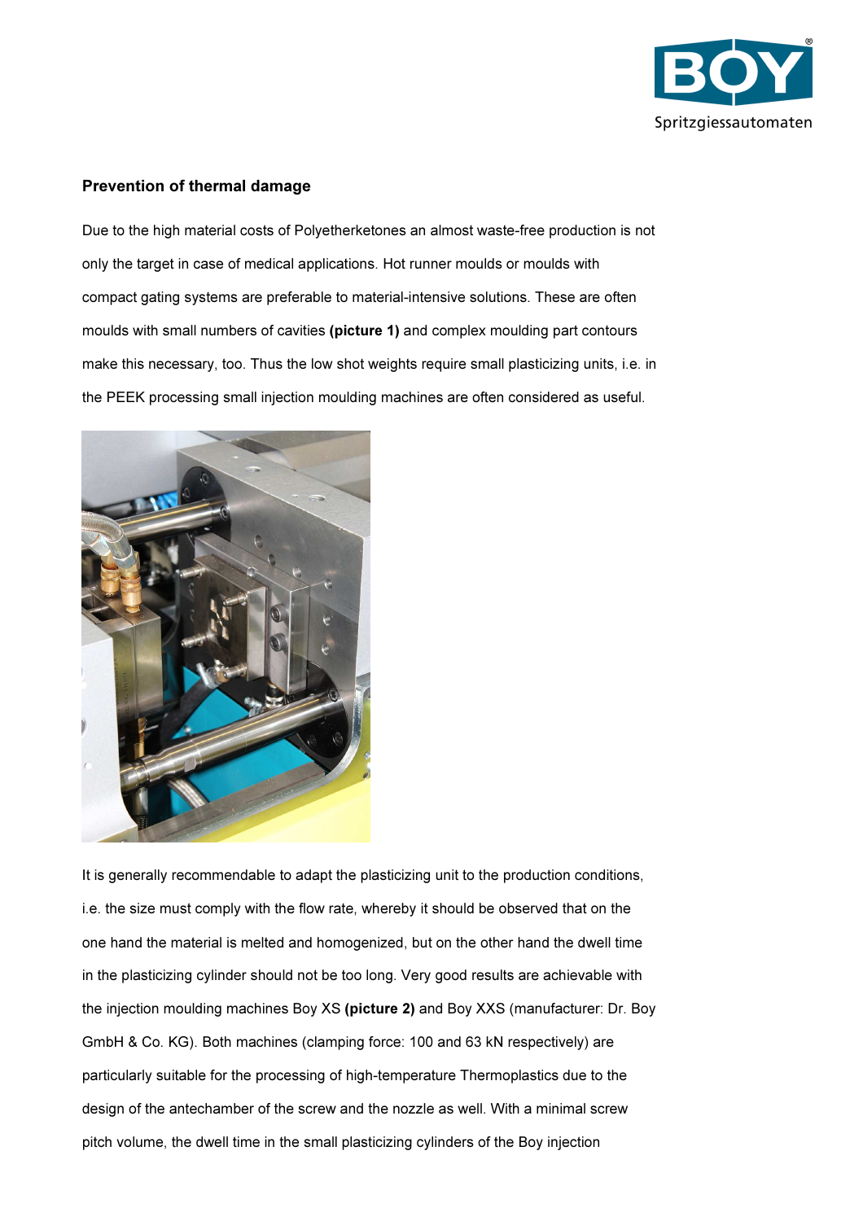## Prevention of thermal damage

Due to the high material costs of Polyetherketones an almost waste-free production is not only the target in case of medical applications. Hot runner moulds or moulds with compact gating systems are preferable to material-intensive solutions. These are often moulds with small numbers of cavities **(picture 1)** and complex moulding part contours make this necessary, too. Thus the low shot weights require small plasticizing units, i.e. in the PEEK processing small injection moulding machines are often considered as useful.

It is generally recommendable to adapt the plasticizing unit to the production conditions, i.e. the size must comply with the flow rate, whereby it should be observed that on the one hand the material is melted and homogenized, but on the other hand the dwell time in the plasticizing cylinder should not be too long. Very good results are achievable with the injection moulding machines Boy XS **(picture 2)** and Boy XXS (manufacturer: Dr. Boy GmbH & Co. KG). Both machines (clamping force: 100 and 63 kN respectively) are particularly suitable for the processing of high-temperature Thermoplastics due to the design of the antechamber of the screw and the nozzle as well. With a minimal screw pitch volume, the dwell time in the small plasticizing cylinders of the Boy injection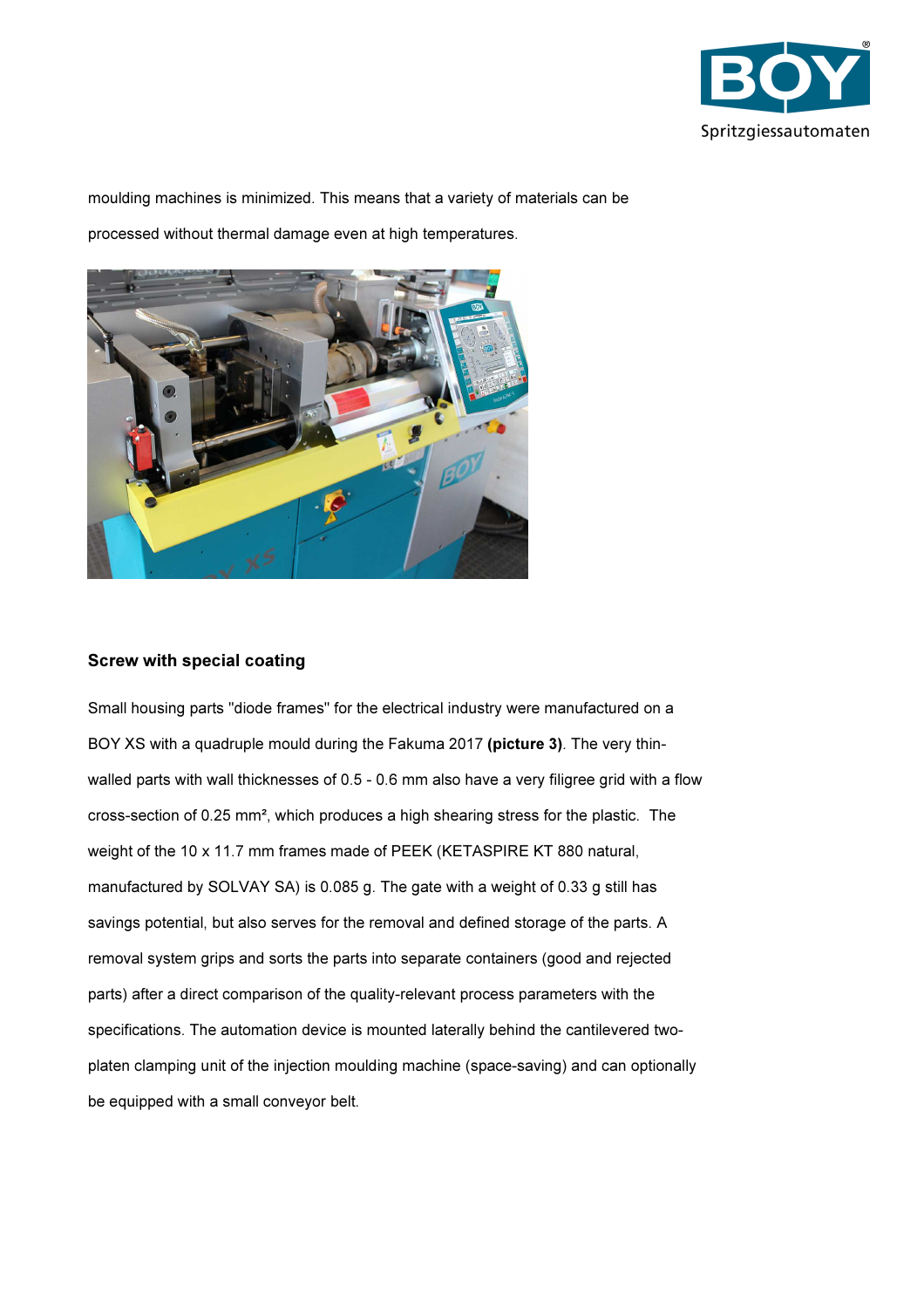moulding machines is minimized. This means that a variety of materials can be processed without thermal damage even at high temperatures.

### Screw with special coating

Small housing parts "diode frames" for the electrical industry were manufactured on a BOY XS with a quadruple mould during the Fakuma 2017 **(picture 3)**. The very thin-walled parts with wall thicknesses of 0.5 - 0.6 mm also have a very filigree grid with a flow cross-section of 0.25 mm², which produces a high shearing stress for the plastic. The weight of the 10 x 11.7 mm frames made of PEEK (KETASPIRE KT 880 natural, manufactured by SOLVAY SA) is 0.085 g. The gate with a weight of 0.33 g still has savings potential, but also serves for the removal and defined storage of the parts. A removal system grips and sorts the parts into separate containers (good and rejected parts) after a direct comparison of the quality-relevant process parameters with the specifications. The automation device is mounted laterally behind the cantilevered two-platen clamping unit of the injection moulding machine (space-saving) and can optionally be equipped with a small conveyor belt.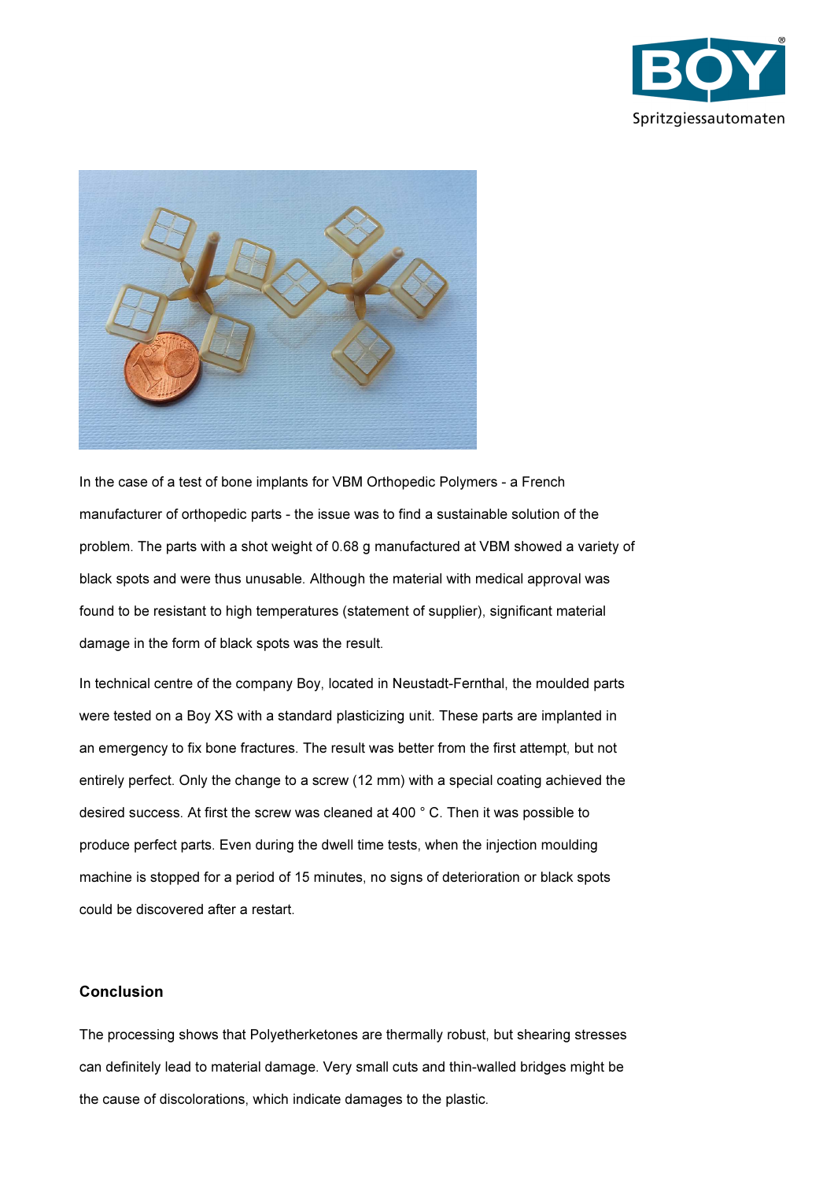In the case of a test of bone implants for VBM Orthopedic Polymers - a French manufacturer of orthopedic parts - the issue was to find a sustainable solution of the problem. The parts with a shot weight of 0.68 g manufactured at VBM showed a variety of black spots and were thus unusable. Although the material with medical approval was found to be resistant to high temperatures (statement of supplier), significant material damage in the form of black spots was the result.

In technical centre of the company Boy, located in Neustadt-Fernthal, the moulded parts were tested on a Boy XS with a standard plasticizing unit. These parts are implanted in an emergency to fix bone fractures. The result was better from the first attempt, but not entirely perfect. Only the change to a screw (12 mm) with a special coating achieved the desired success. At first the screw was cleaned at 400 ° C. Then it was possible to produce perfect parts. Even during the dwell time tests, when the injection moulding machine is stopped for a period of 15 minutes, no signs of deterioration or black spots could be discovered after a restart.

## Conclusion

The processing shows that Polyetherketones are thermally robust, but shearing stresses can definitely lead to material damage. Very small cuts and thin-walled bridges might be the cause of discolorations, which indicate damages to the plastic.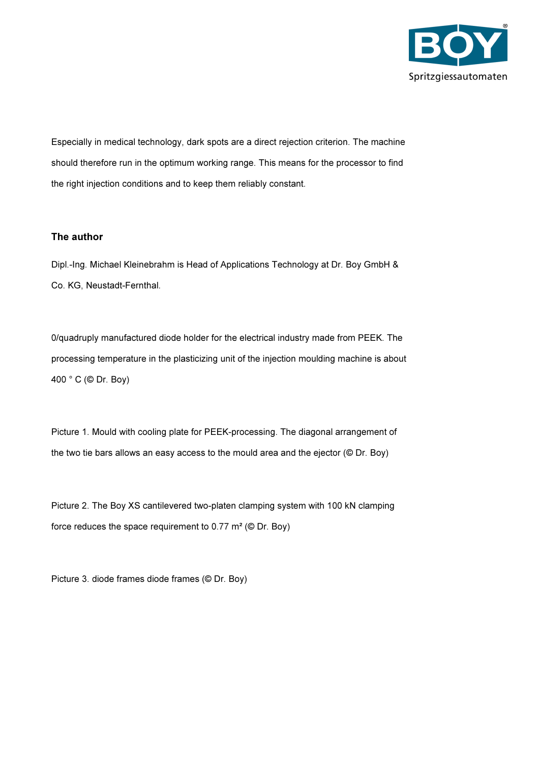Especially in medical technology, dark spots are a direct rejection criterion. The machine should therefore run in the optimum working range. This means for the processor to find the right injection conditions and to keep them reliably constant.

### The author

Dipl.-Ing. Michael Kleinebrahm is Head of Applications Technology at Dr. Boy GmbH & Co. KG, Neustadt-Fernthal.

0/quadruply manufactured diode holder for the electrical industry made from PEEK. The processing temperature in the plasticizing unit of the injection moulding machine is about 400 ° C (© Dr. Boy)

Picture 1. Mould with cooling plate for PEEK-processing. The diagonal arrangement of the two tie bars allows an easy access to the mould area and the ejector (© Dr. Boy)

Picture 2. The Boy XS cantilevered two-platen clamping system with 100 kN clamping force reduces the space requirement to 0.77 m² (© Dr. Boy)

Picture 3. diode frames diode frames (© Dr. Boy)